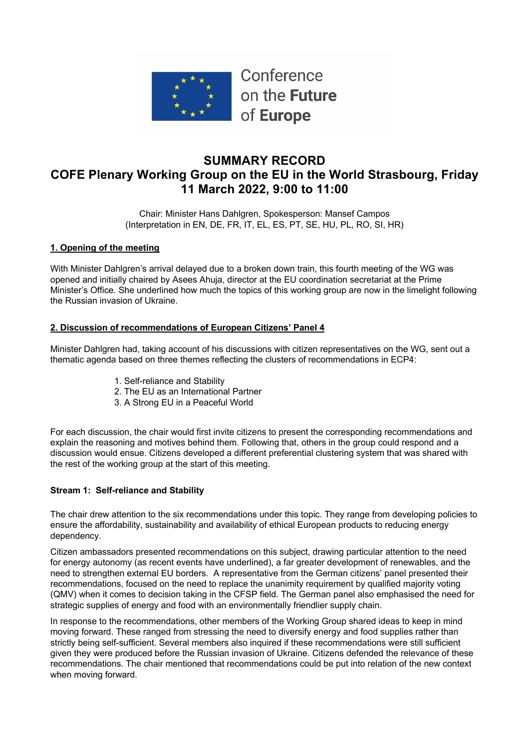Conference on the **Future** of **Europe**

# SUMMARY RECORD
# COFE Plenary Working Group on the EU in the World Strasbourg, Friday 11 March 2022, 9:00 to 11:00

Chair: Minister Hans Dahlgren, Spokesperson: Mansef Campos
(Interpretation in EN, DE, FR, IT, EL, ES, PT, SE, HU, PL, RO, SI, HR)

## 1. Opening of the meeting

With Minister Dahlgren's arrival delayed due to a broken down train, this fourth meeting of the WG was opened and initially chaired by Asees Ahuja, director at the EU coordination secretariat at the Prime Minister's Office. She underlined how much the topics of this working group are now in the limelight following the Russian invasion of Ukraine.

## 2. Discussion of recommendations of European Citizens' Panel 4

Minister Dahlgren had, taking account of his discussions with citizen representatives on the WG, sent out a thematic agenda based on three themes reflecting the clusters of recommendations in ECP4:

1. Self-reliance and Stability
2. The EU as an International Partner
3. A Strong EU in a Peaceful World

For each discussion, the chair would first invite citizens to present the corresponding recommendations and explain the reasoning and motives behind them. Following that, others in the group could respond and a discussion would ensue. Citizens developed a different preferential clustering system that was shared with the rest of the working group at the start of this meeting.

### Stream 1: Self-reliance and Stability

The chair drew attention to the six recommendations under this topic. They range from developing policies to ensure the affordability, sustainability and availability of ethical European products to reducing energy dependency.

Citizen ambassadors presented recommendations on this subject, drawing particular attention to the need for energy autonomy (as recent events have underlined), a far greater development of renewables, and the need to strengthen external EU borders. A representative from the German citizens' panel presented their recommendations, focused on the need to replace the unanimity requirement by qualified majority voting (QMV) when it comes to decision taking in the CFSP field. The German panel also emphasised the need for strategic supplies of energy and food with an environmentally friendlier supply chain.

In response to the recommendations, other members of the Working Group shared ideas to keep in mind moving forward. These ranged from stressing the need to diversify energy and food supplies rather than strictly being self-sufficient. Several members also inquired if these recommendations were still sufficient given they were produced before the Russian invasion of Ukraine. Citizens defended the relevance of these recommendations. The chair mentioned that recommendations could be put into relation of the new context when moving forward.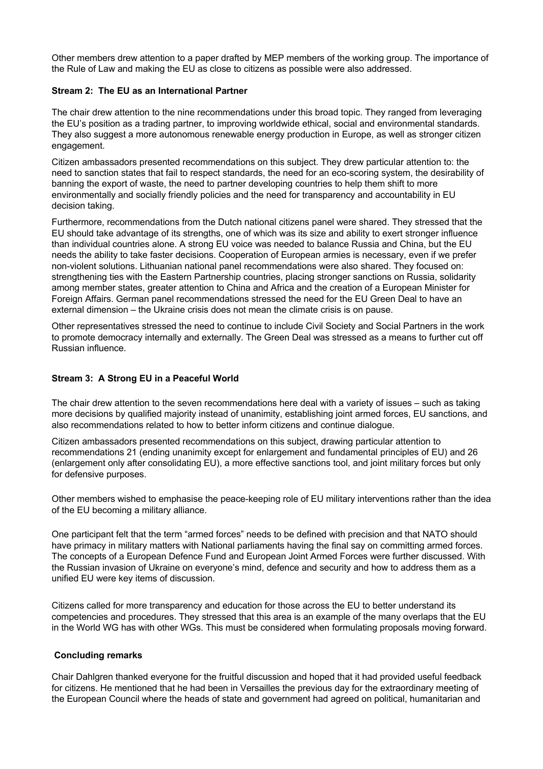Other members drew attention to a paper drafted by MEP members of the working group. The importance of the Rule of Law and making the EU as close to citizens as possible were also addressed.

**Stream 2: The EU as an International Partner**

The chair drew attention to the nine recommendations under this broad topic. They ranged from leveraging the EU's position as a trading partner, to improving worldwide ethical, social and environmental standards. They also suggest a more autonomous renewable energy production in Europe, as well as stronger citizen engagement.

Citizen ambassadors presented recommendations on this subject. They drew particular attention to: the need to sanction states that fail to respect standards, the need for an eco-scoring system, the desirability of banning the export of waste, the need to partner developing countries to help them shift to more environmentally and socially friendly policies and the need for transparency and accountability in EU decision taking.

Furthermore, recommendations from the Dutch national citizens panel were shared. They stressed that the EU should take advantage of its strengths, one of which was its size and ability to exert stronger influence than individual countries alone. A strong EU voice was needed to balance Russia and China, but the EU needs the ability to take faster decisions. Cooperation of European armies is necessary, even if we prefer non-violent solutions. Lithuanian national panel recommendations were also shared. They focused on: strengthening ties with the Eastern Partnership countries, placing stronger sanctions on Russia, solidarity among member states, greater attention to China and Africa and the creation of a European Minister for Foreign Affairs. German panel recommendations stressed the need for the EU Green Deal to have an external dimension – the Ukraine crisis does not mean the climate crisis is on pause.

Other representatives stressed the need to continue to include Civil Society and Social Partners in the work to promote democracy internally and externally. The Green Deal was stressed as a means to further cut off Russian influence.

**Stream 3: A Strong EU in a Peaceful World**

The chair drew attention to the seven recommendations here deal with a variety of issues – such as taking more decisions by qualified majority instead of unanimity, establishing joint armed forces, EU sanctions, and also recommendations related to how to better inform citizens and continue dialogue.

Citizen ambassadors presented recommendations on this subject, drawing particular attention to recommendations 21 (ending unanimity except for enlargement and fundamental principles of EU) and 26 (enlargement only after consolidating EU), a more effective sanctions tool, and joint military forces but only for defensive purposes.

Other members wished to emphasise the peace-keeping role of EU military interventions rather than the idea of the EU becoming a military alliance.

One participant felt that the term "armed forces" needs to be defined with precision and that NATO should have primacy in military matters with National parliaments having the final say on committing armed forces. The concepts of a European Defence Fund and European Joint Armed Forces were further discussed. With the Russian invasion of Ukraine on everyone's mind, defence and security and how to address them as a unified EU were key items of discussion.

Citizens called for more transparency and education for those across the EU to better understand its competencies and procedures. They stressed that this area is an example of the many overlaps that the EU in the World WG has with other WGs. This must be considered when formulating proposals moving forward.

**Concluding remarks**

Chair Dahlgren thanked everyone for the fruitful discussion and hoped that it had provided useful feedback for citizens. He mentioned that he had been in Versailles the previous day for the extraordinary meeting of the European Council where the heads of state and government had agreed on political, humanitarian and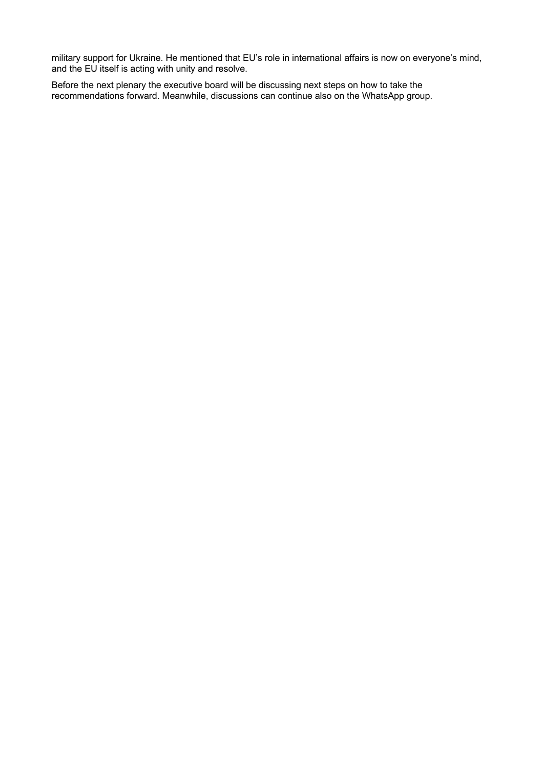military support for Ukraine. He mentioned that EU's role in international affairs is now on everyone's mind, and the EU itself is acting with unity and resolve.

Before the next plenary the executive board will be discussing next steps on how to take the recommendations forward. Meanwhile, discussions can continue also on the WhatsApp group.